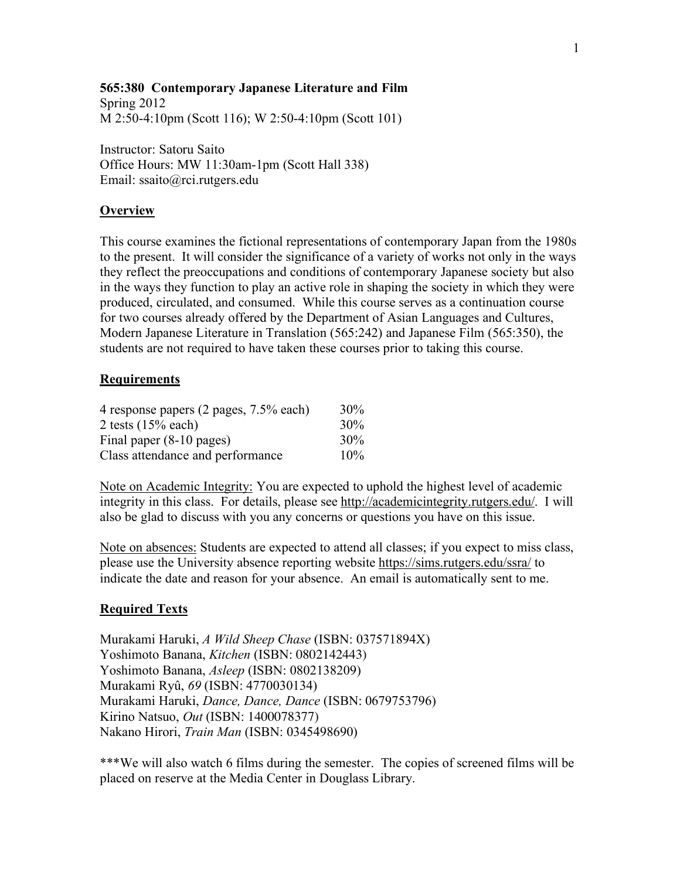**565:380 Contemporary Japanese Literature and Film**

Spring 2012

M 2:50-4:10pm (Scott 116); W 2:50-4:10pm (Scott 101)

Instructor: Satoru Saito

Office Hours: MW 11:30am-1pm (Scott Hall 338)

Email: ssaito@rci.rutgers.edu

## Overview

This course examines the fictional representations of contemporary Japan from the 1980s to the present. It will consider the significance of a variety of works not only in the ways they reflect the preoccupations and conditions of contemporary Japanese society but also in the ways they function to play an active role in shaping the society in which they were produced, circulated, and consumed. While this course serves as a continuation course for two courses already offered by the Department of Asian Languages and Cultures, Modern Japanese Literature in Translation (565:242) and Japanese Film (565:350), the students are not required to have taken these courses prior to taking this course.

## Requirements

| | |
|---|---|
| 4 response papers (2 pages, 7.5% each) | 30% |
| 2 tests (15% each) | 30% |
| Final paper (8-10 pages) | 30% |
| Class attendance and performance | 10% |

Note on Academic Integrity: You are expected to uphold the highest level of academic integrity in this class. For details, please see http://academicintegrity.rutgers.edu/. I will also be glad to discuss with you any concerns or questions you have on this issue.

Note on absences: Students are expected to attend all classes; if you expect to miss class, please use the University absence reporting website https://sims.rutgers.edu/ssra/ to indicate the date and reason for your absence. An email is automatically sent to me.

## Required Texts

Murakami Haruki, *A Wild Sheep Chase* (ISBN: 037571894X)
Yoshimoto Banana, *Kitchen* (ISBN: 0802142443)
Yoshimoto Banana, *Asleep* (ISBN: 0802138209)
Murakami Ryû, *69* (ISBN: 4770030134)
Murakami Haruki, *Dance, Dance, Dance* (ISBN: 0679753796)
Kirino Natsuo, *Out* (ISBN: 1400078377)
Nakano Hirori, *Train Man* (ISBN: 0345498690)

***We will also watch 6 films during the semester. The copies of screened films will be placed on reserve at the Media Center in Douglass Library.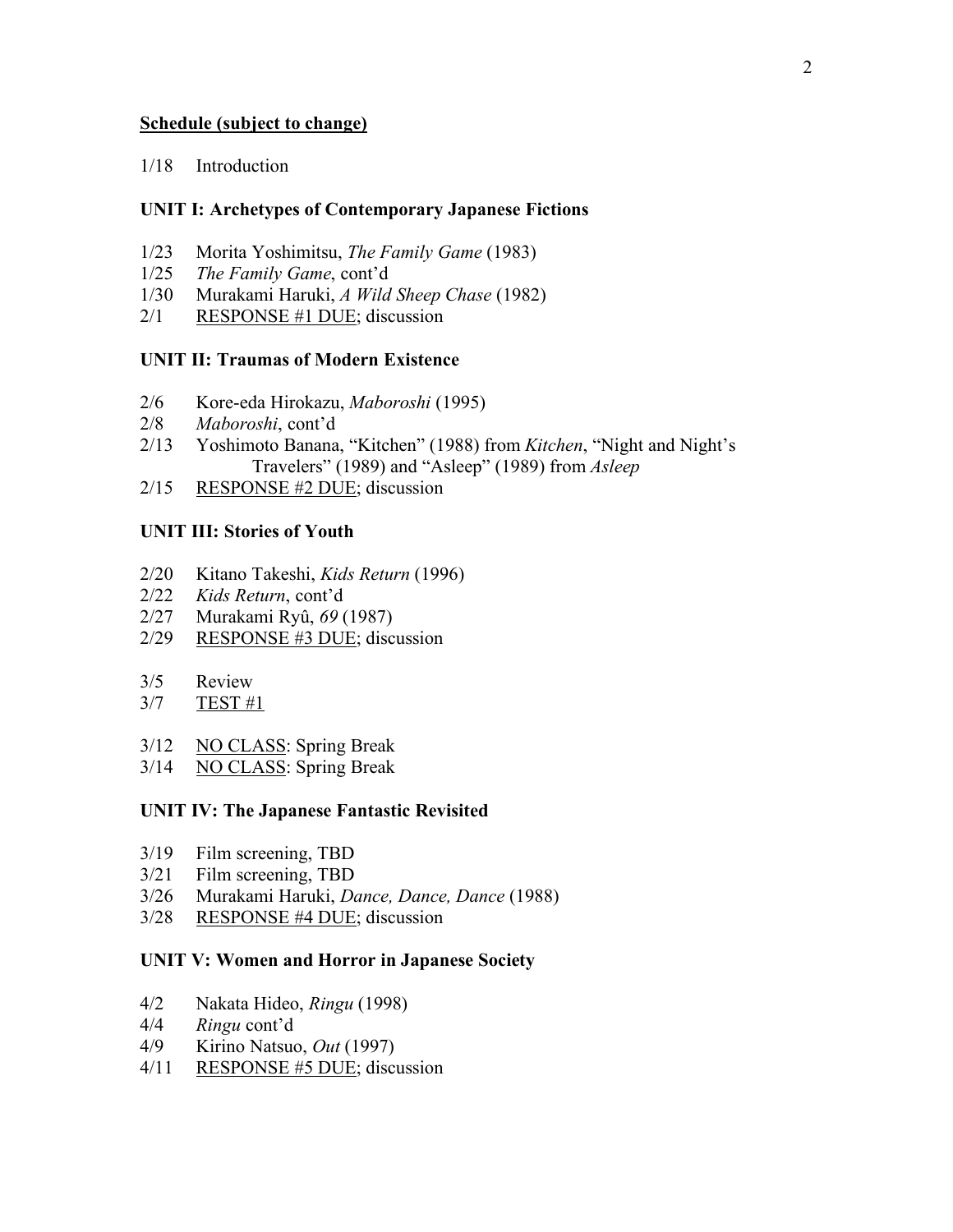**<u>Schedule (subject to change)</u>**

1/18 Introduction

### UNIT I: Archetypes of Contemporary Japanese Fictions

1/23 Morita Yoshimitsu, *The Family Game* (1983)
1/25 *The Family Game*, cont'd
1/30 Murakami Haruki, *A Wild Sheep Chase* (1982)
2/1 <u>RESPONSE #1 DUE</u>; discussion

### UNIT II: Traumas of Modern Existence

2/6 Kore-eda Hirokazu, *Maboroshi* (1995)
2/8 *Maboroshi*, cont'd
2/13 Yoshimoto Banana, "Kitchen" (1988) from *Kitchen*, "Night and Night's Travelers" (1989) and "Asleep" (1989) from *Asleep*
2/15 <u>RESPONSE #2 DUE</u>; discussion

### UNIT III: Stories of Youth

2/20 Kitano Takeshi, *Kids Return* (1996)
2/22 *Kids Return*, cont'd
2/27 Murakami Ryû, *69* (1987)
2/29 <u>RESPONSE #3 DUE</u>; discussion

3/5 Review
3/7 <u>TEST #1</u>

3/12 <u>NO CLASS</u>: Spring Break
3/14 <u>NO CLASS</u>: Spring Break

### UNIT IV: The Japanese Fantastic Revisited

3/19 Film screening, TBD
3/21 Film screening, TBD
3/26 Murakami Haruki, *Dance, Dance, Dance* (1988)
3/28 <u>RESPONSE #4 DUE</u>; discussion

### UNIT V: Women and Horror in Japanese Society

4/2 Nakata Hideo, *Ringu* (1998)
4/4 *Ringu* cont'd
4/9 Kirino Natsuo, *Out* (1997)
4/11 <u>RESPONSE #5 DUE</u>; discussion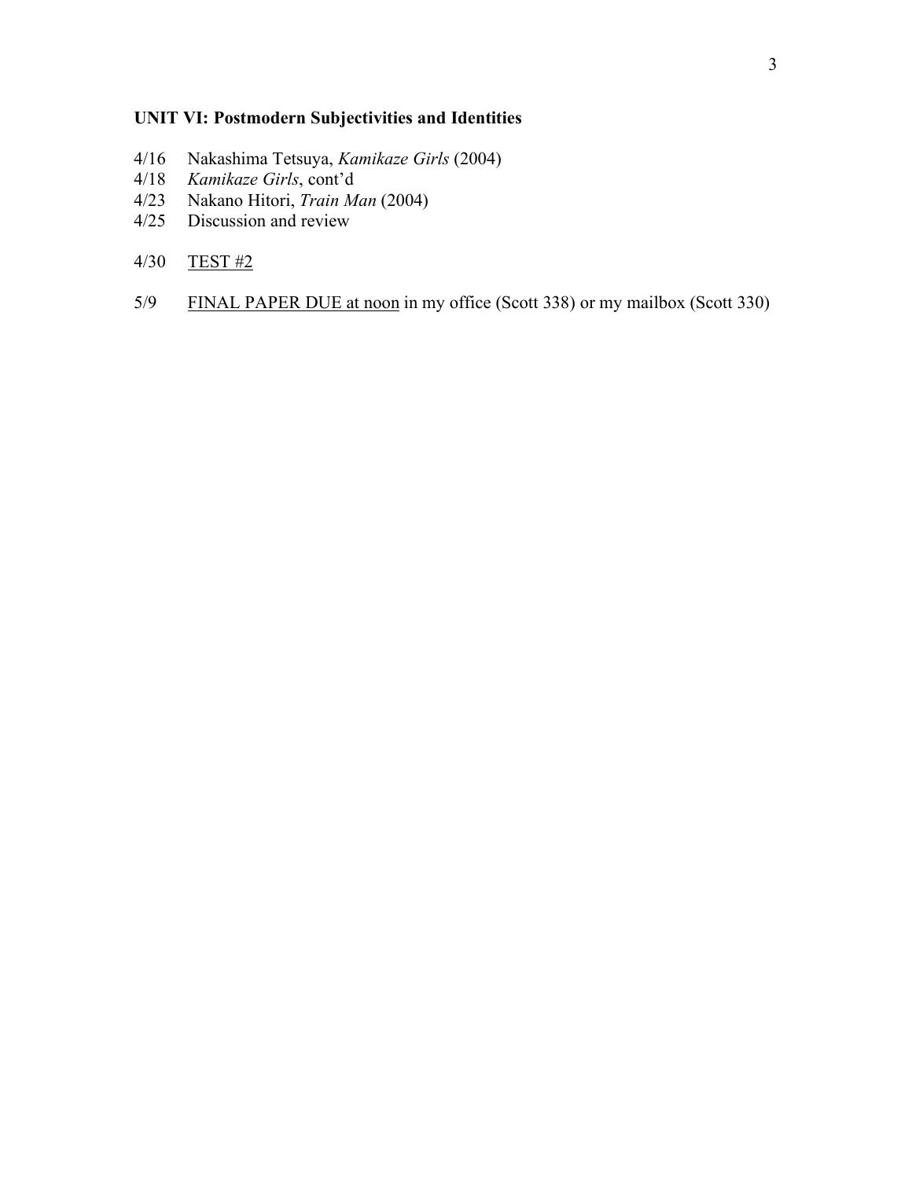**UNIT VI: Postmodern Subjectivities and Identities**

4/16 Nakashima Tetsuya, *Kamikaze Girls* (2004)
4/18 *Kamikaze Girls*, cont'd
4/23 Nakano Hitori, *Train Man* (2004)
4/25 Discussion and review

4/30 <u>TEST #2</u>

5/9 <u>FINAL PAPER DUE at noon</u> in my office (Scott 338) or my mailbox (Scott 330)